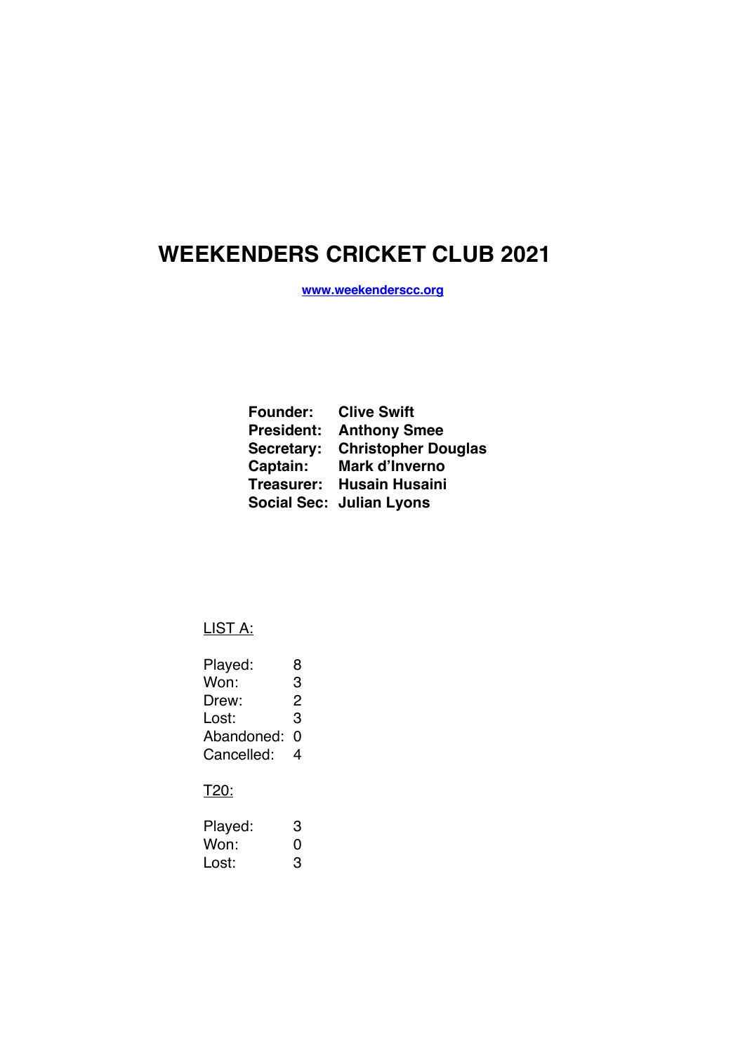# WEEKENDERS CRICKET CLUB 2021

[www.weekenderscc.org](http://www.weekenderscc.org)

**Founder:** **Clive Swift**
**President:** **Anthony Smee**
**Secretary:** **Christopher Douglas**
**Captain:** **Mark d'Inverno**
**Treasurer:** **Husain Husaini**
**Social Sec:** **Julian Lyons**

<u>LIST A:</u>

Played: 8
Won: 3
Drew: 2
Lost: 3
Abandoned: 0
Cancelled: 4

<u>T20:</u>

Played: 3
Won: 0
Lost: 3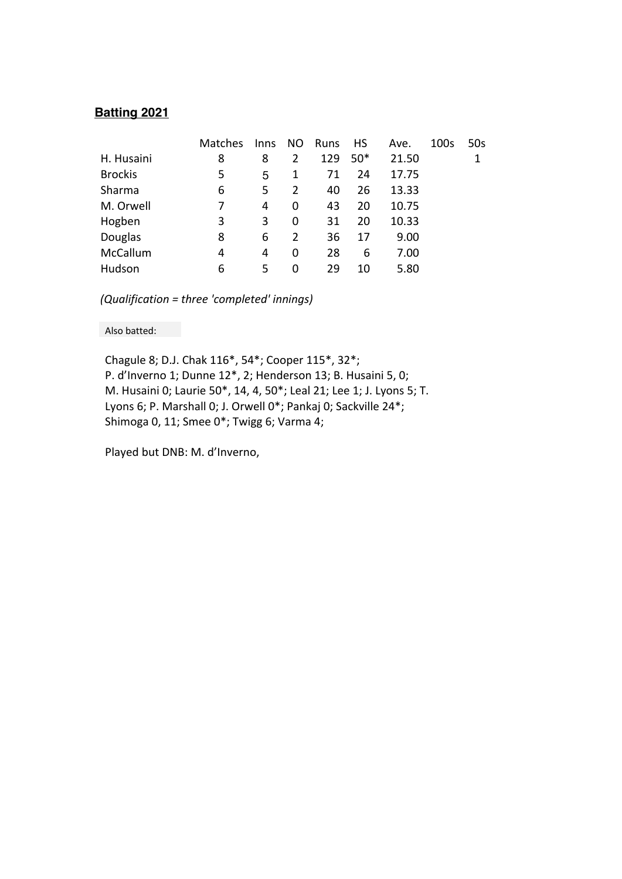**Batting 2021**

| | Matches | Inns | NO | Runs | HS | Ave. | 100s | 50s |
|---|---|---|---|---|---|---|---|---|
| H. Husaini | 8 | 8 | 2 | 129 | 50* | 21.50 | | 1 |
| Brockis | 5 | 5 | 1 | 71 | 24 | 17.75 | | |
| Sharma | 6 | 5 | 2 | 40 | 26 | 13.33 | | |
| M. Orwell | 7 | 4 | 0 | 43 | 20 | 10.75 | | |
| Hogben | 3 | 3 | 0 | 31 | 20 | 10.33 | | |
| Douglas | 8 | 6 | 2 | 36 | 17 | 9.00 | | |
| McCallum | 4 | 4 | 0 | 28 | 6 | 7.00 | | |
| Hudson | 6 | 5 | 0 | 29 | 10 | 5.80 | | |

*(Qualification = three 'completed' innings)*

Also batted:

Chagule 8; D.J. Chak 116*, 54*; Cooper 115*, 32*; P. d'Inverno 1; Dunne 12*, 2; Henderson 13; B. Husaini 5, 0; M. Husaini 0; Laurie 50*, 14, 4, 50*; Leal 21; Lee 1; J. Lyons 5; T. Lyons 6; P. Marshall 0; J. Orwell 0*; Pankaj 0; Sackville 24*; Shimoga 0, 11; Smee 0*; Twigg 6; Varma 4;

Played but DNB: M. d'Inverno,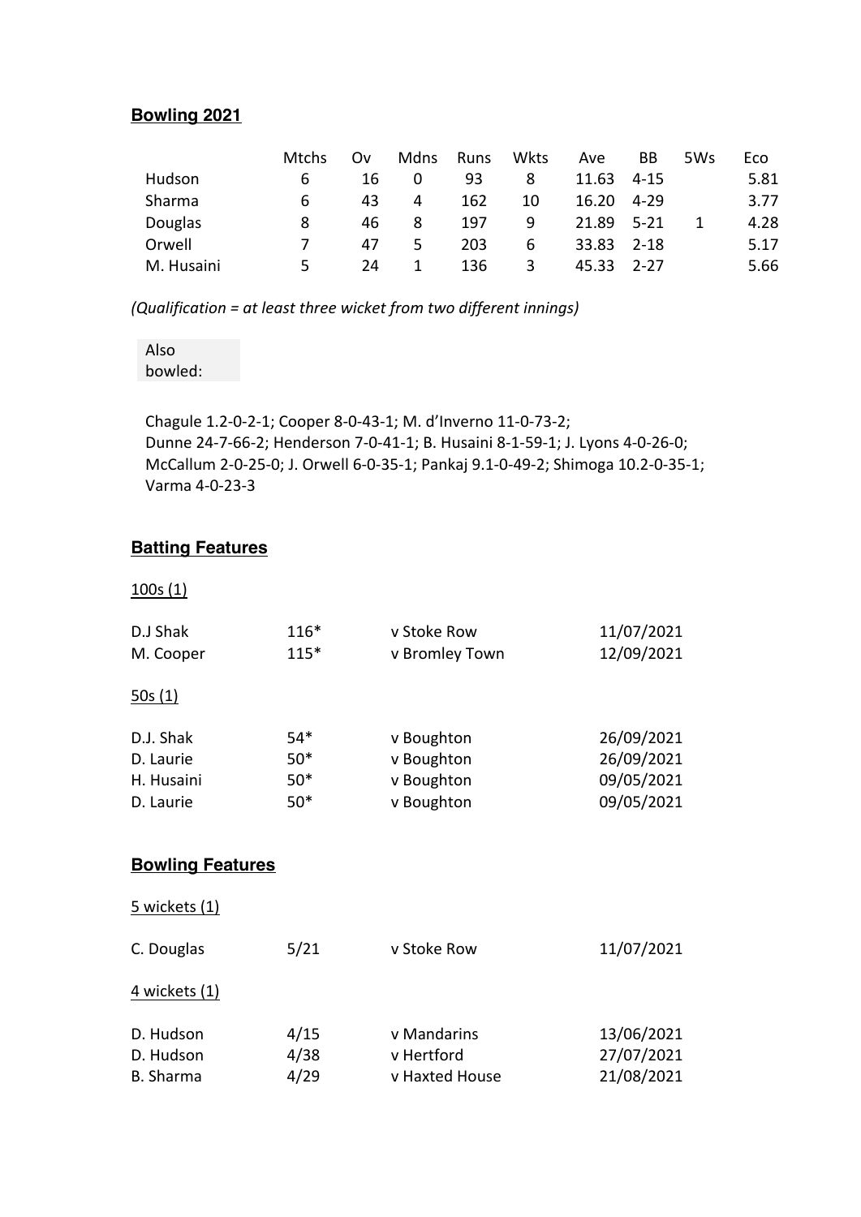## Bowling 2021

| | Mtchs | Ov | Mdns | Runs | Wkts | Ave | BB | 5Ws | Eco |
|---|---|---|---|---|---|---|---|---|---|
| Hudson | 6 | 16 | 0 | 93 | 8 | 11.63 | 4-15 | | 5.81 |
| Sharma | 6 | 43 | 4 | 162 | 10 | 16.20 | 4-29 | | 3.77 |
| Douglas | 8 | 46 | 8 | 197 | 9 | 21.89 | 5-21 | 1 | 4.28 |
| Orwell | 7 | 47 | 5 | 203 | 6 | 33.83 | 2-18 | | 5.17 |
| M. Husaini | 5 | 24 | 1 | 136 | 3 | 45.33 | 2-27 | | 5.66 |

*(Qualification = at least three wicket from two different innings)*

Also bowled:

Chagule 1.2-0-2-1; Cooper 8-0-43-1; M. d'Inverno 11-0-73-2; Dunne 24-7-66-2; Henderson 7-0-41-1; B. Husaini 8-1-59-1; J. Lyons 4-0-26-0; McCallum 2-0-25-0; J. Orwell 6-0-35-1; Pankaj 9.1-0-49-2; Shimoga 10.2-0-35-1; Varma 4-0-23-3

## Batting Features

100s (1)

| | | | |
|---|---|---|---|
| D.J Shak | 116* | v Stoke Row | 11/07/2021 |
| M. Cooper | 115* | v Bromley Town | 12/09/2021 |

50s (1)

| | | | |
|---|---|---|---|
| D.J. Shak | 54* | v Boughton | 26/09/2021 |
| D. Laurie | 50* | v Boughton | 26/09/2021 |
| H. Husaini | 50* | v Boughton | 09/05/2021 |
| D. Laurie | 50* | v Boughton | 09/05/2021 |

## Bowling Features

5 wickets (1)

| | | | |
|---|---|---|---|
| C. Douglas | 5/21 | v Stoke Row | 11/07/2021 |

4 wickets (1)

| | | | |
|---|---|---|---|
| D. Hudson | 4/15 | v Mandarins | 13/06/2021 |
| D. Hudson | 4/38 | v Hertford | 27/07/2021 |
| B. Sharma | 4/29 | v Haxted House | 21/08/2021 |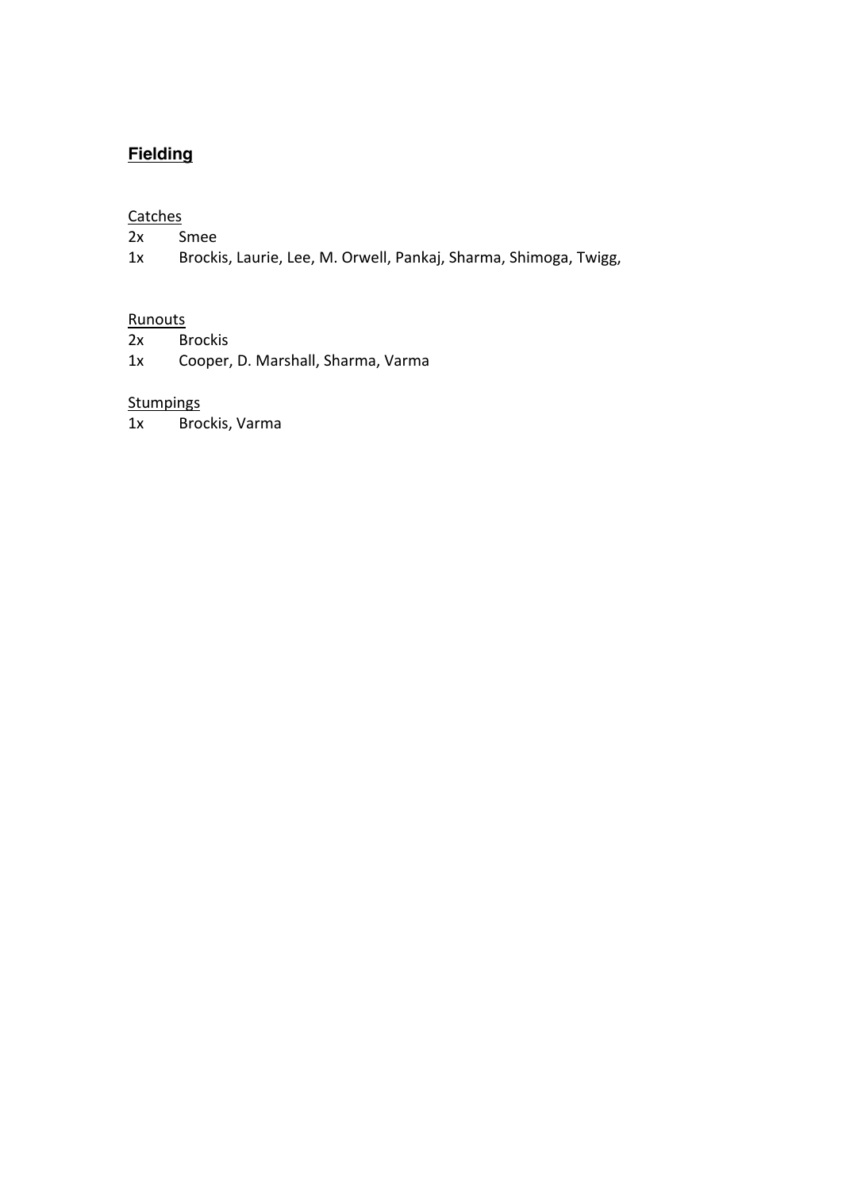## **Fielding**

Catches

2x Smee

1x Brockis, Laurie, Lee, M. Orwell, Pankaj, Sharma, Shimoga, Twigg,

Runouts

2x Brockis

1x Cooper, D. Marshall, Sharma, Varma

Stumpings

1x Brockis, Varma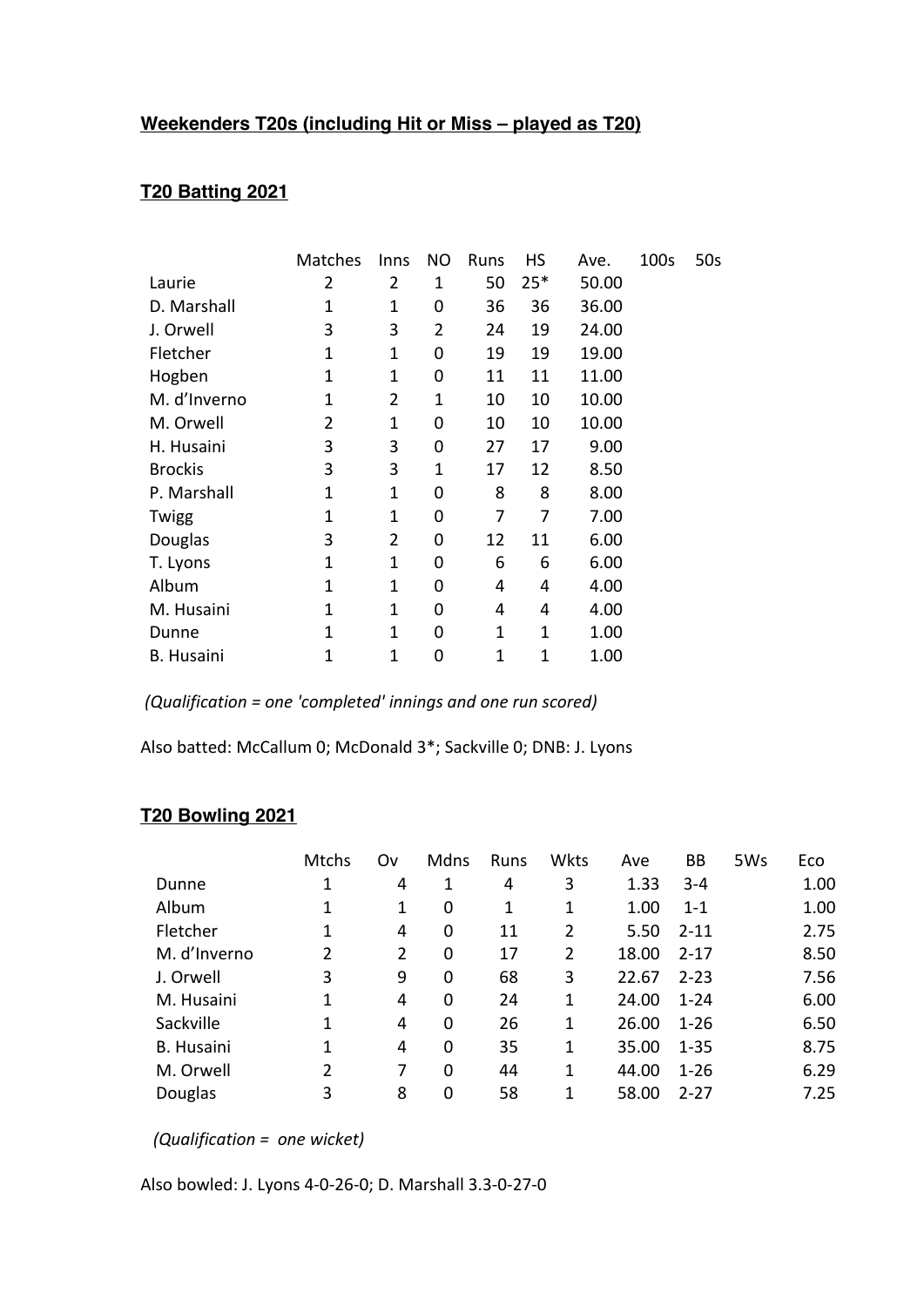**Weekenders T20s (including Hit or Miss – played as T20)**

**T20 Batting 2021**

| | Matches | Inns | NO | Runs | HS | Ave. | 100s | 50s |
|---|---|---|---|---|---|---|---|---|
| Laurie | 2 | 2 | 1 | 50 | 25* | 50.00 | | |
| D. Marshall | 1 | 1 | 0 | 36 | 36 | 36.00 | | |
| J. Orwell | 3 | 3 | 2 | 24 | 19 | 24.00 | | |
| Fletcher | 1 | 1 | 0 | 19 | 19 | 19.00 | | |
| Hogben | 1 | 1 | 0 | 11 | 11 | 11.00 | | |
| M. d'Inverno | 1 | 2 | 1 | 10 | 10 | 10.00 | | |
| M. Orwell | 2 | 1 | 0 | 10 | 10 | 10.00 | | |
| H. Husaini | 3 | 3 | 0 | 27 | 17 | 9.00 | | |
| Brockis | 3 | 3 | 1 | 17 | 12 | 8.50 | | |
| P. Marshall | 1 | 1 | 0 | 8 | 8 | 8.00 | | |
| Twigg | 1 | 1 | 0 | 7 | 7 | 7.00 | | |
| Douglas | 3 | 2 | 0 | 12 | 11 | 6.00 | | |
| T. Lyons | 1 | 1 | 0 | 6 | 6 | 6.00 | | |
| Album | 1 | 1 | 0 | 4 | 4 | 4.00 | | |
| M. Husaini | 1 | 1 | 0 | 4 | 4 | 4.00 | | |
| Dunne | 1 | 1 | 0 | 1 | 1 | 1.00 | | |
| B. Husaini | 1 | 1 | 0 | 1 | 1 | 1.00 | | |

*(Qualification = one 'completed' innings and one run scored)*

Also batted: McCallum 0; McDonald 3*; Sackville 0; DNB: J. Lyons

**T20 Bowling 2021**

| | Mtchs | Ov | Mdns | Runs | Wkts | Ave | BB | 5Ws | Eco |
|---|---|---|---|---|---|---|---|---|---|
| Dunne | 1 | 4 | 1 | 4 | 3 | 1.33 | 3-4 | | 1.00 |
| Album | 1 | 1 | 0 | 1 | 1 | 1.00 | 1-1 | | 1.00 |
| Fletcher | 1 | 4 | 0 | 11 | 2 | 5.50 | 2-11 | | 2.75 |
| M. d'Inverno | 2 | 2 | 0 | 17 | 2 | 18.00 | 2-17 | | 8.50 |
| J. Orwell | 3 | 9 | 0 | 68 | 3 | 22.67 | 2-23 | | 7.56 |
| M. Husaini | 1 | 4 | 0 | 24 | 1 | 24.00 | 1-24 | | 6.00 |
| Sackville | 1 | 4 | 0 | 26 | 1 | 26.00 | 1-26 | | 6.50 |
| B. Husaini | 1 | 4 | 0 | 35 | 1 | 35.00 | 1-35 | | 8.75 |
| M. Orwell | 2 | 7 | 0 | 44 | 1 | 44.00 | 1-26 | | 6.29 |
| Douglas | 3 | 8 | 0 | 58 | 1 | 58.00 | 2-27 | | 7.25 |

*(Qualification = one wicket)*

Also bowled: J. Lyons 4-0-26-0; D. Marshall 3.3-0-27-0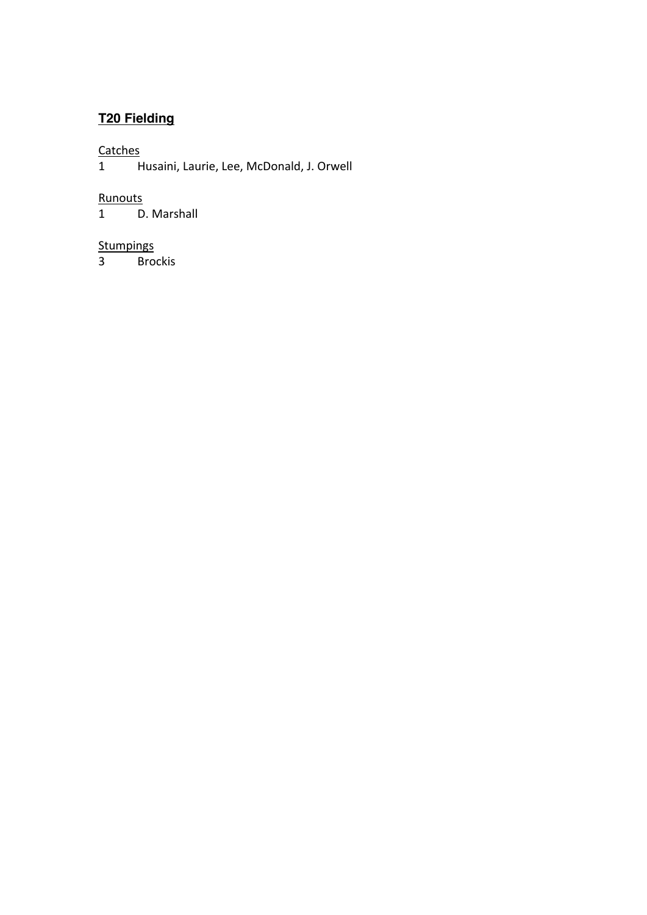## **T20 Fielding**

Catches

1 Husaini, Laurie, Lee, McDonald, J. Orwell

Runouts

1 D. Marshall

Stumpings

3 Brockis